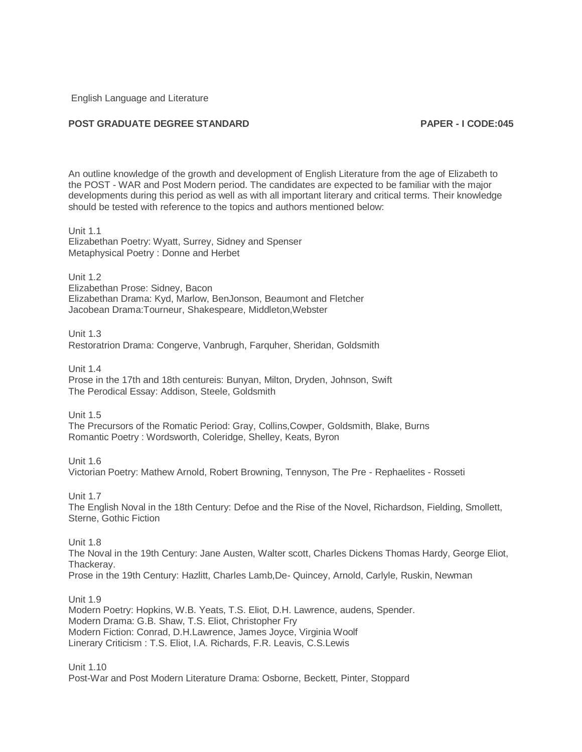English Language and Literature

**POST GRADUATE DEGREE STANDARD** **PAPER - I CODE:045**

An outline knowledge of the growth and development of English Literature from the age of Elizabeth to the POST - WAR and Post Modern period. The candidates are expected to be familiar with the major developments during this period as well as with all important literary and critical terms. Their knowledge should be tested with reference to the topics and authors mentioned below:

Unit 1.1
Elizabethan Poetry: Wyatt, Surrey, Sidney and Spenser
Metaphysical Poetry : Donne and Herbet

Unit 1.2
Elizabethan Prose: Sidney, Bacon
Elizabethan Drama: Kyd, Marlow, BenJonson, Beaumont and Fletcher
Jacobean Drama:Tourneur, Shakespeare, Middleton,Webster

Unit 1.3
Restoratrion Drama: Congerve, Vanbrugh, Farquher, Sheridan, Goldsmith

Unit 1.4
Prose in the 17th and 18th centureis: Bunyan, Milton, Dryden, Johnson, Swift
The Perodical Essay: Addison, Steele, Goldsmith

Unit 1.5
The Precursors of the Romatic Period: Gray, Collins,Cowper, Goldsmith, Blake, Burns
Romantic Poetry : Wordsworth, Coleridge, Shelley, Keats, Byron

Unit 1.6
Victorian Poetry: Mathew Arnold, Robert Browning, Tennyson, The Pre - Rephaelites - Rosseti

Unit 1.7
The English Noval in the 18th Century: Defoe and the Rise of the Novel, Richardson, Fielding, Smollett, Sterne, Gothic Fiction

Unit 1.8
The Noval in the 19th Century: Jane Austen, Walter scott, Charles Dickens Thomas Hardy, George Eliot, Thackeray.
Prose in the 19th Century: Hazlitt, Charles Lamb,De- Quincey, Arnold, Carlyle, Ruskin, Newman

Unit 1.9
Modern Poetry: Hopkins, W.B. Yeats, T.S. Eliot, D.H. Lawrence, audens, Spender.
Modern Drama: G.B. Shaw, T.S. Eliot, Christopher Fry
Modern Fiction: Conrad, D.H.Lawrence, James Joyce, Virginia Woolf
Linerary Criticism : T.S. Eliot, I.A. Richards, F.R. Leavis, C.S.Lewis

Unit 1.10
Post-War and Post Modern Literature Drama: Osborne, Beckett, Pinter, Stoppard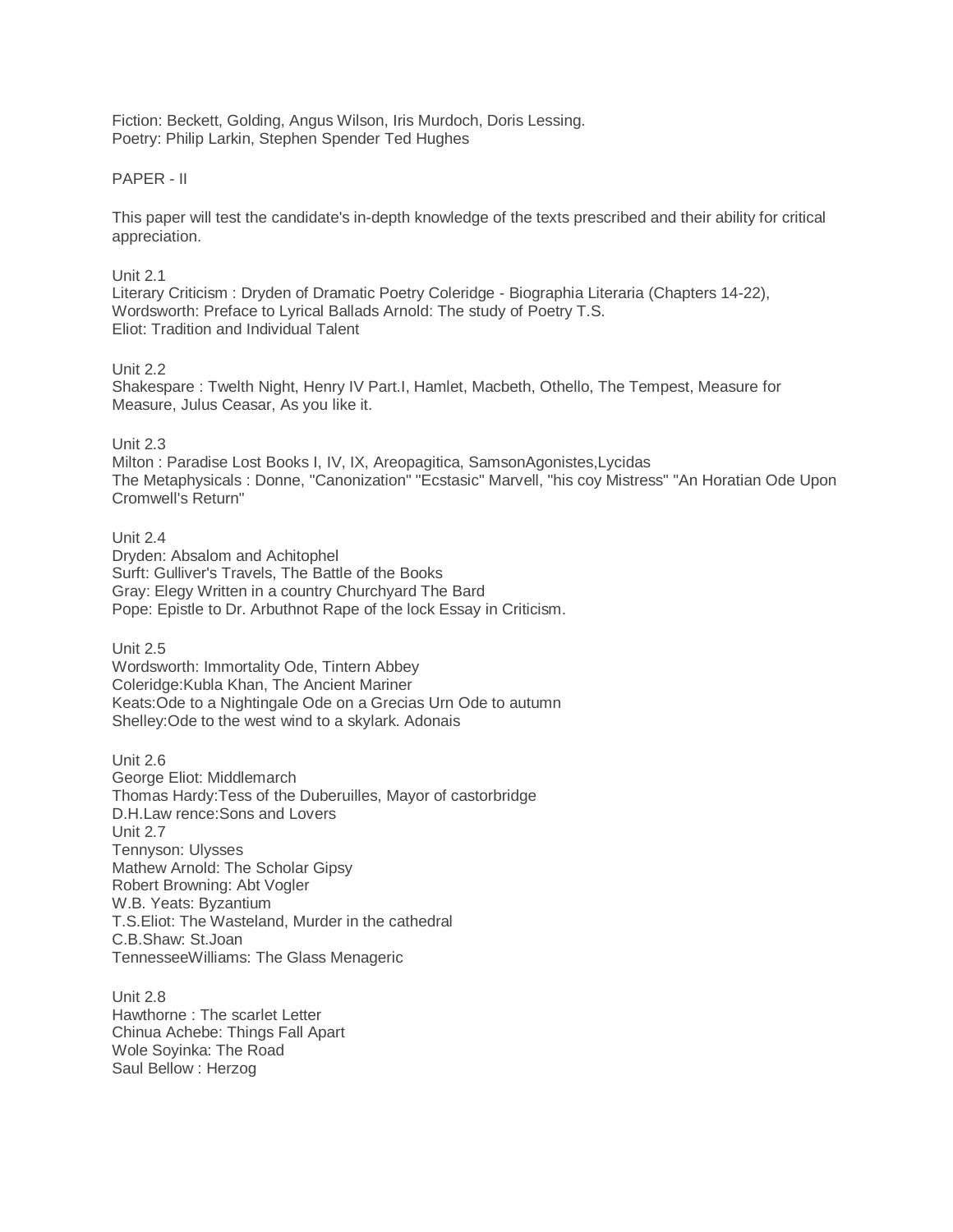Fiction: Beckett, Golding, Angus Wilson, Iris Murdoch, Doris Lessing.
Poetry: Philip Larkin, Stephen Spender Ted Hughes

PAPER - II

This paper will test the candidate's in-depth knowledge of the texts prescribed and their ability for critical appreciation.

Unit 2.1
Literary Criticism : Dryden of Dramatic Poetry Coleridge - Biographia Literaria (Chapters 14-22), Wordsworth: Preface to Lyrical Ballads Arnold: The study of Poetry T.S.
Eliot: Tradition and Individual Talent

Unit 2.2
Shakespare : Twelth Night, Henry IV Part.I, Hamlet, Macbeth, Othello, The Tempest, Measure for Measure, Julus Ceasar, As you like it.

Unit 2.3
Milton : Paradise Lost Books I, IV, IX, Areopagitica, SamsonAgonistes,Lycidas
The Metaphysicals : Donne, "Canonization" "Ecstasic" Marvell, "his coy Mistress" "An Horatian Ode Upon Cromwell's Return"

Unit 2.4
Dryden: Absalom and Achitophel
Surft: Gulliver's Travels, The Battle of the Books
Gray: Elegy Written in a country Churchyard The Bard
Pope: Epistle to Dr. Arbuthnot Rape of the lock Essay in Criticism.

Unit 2.5
Wordsworth: Immortality Ode, Tintern Abbey
Coleridge:Kubla Khan, The Ancient Mariner
Keats:Ode to a Nightingale Ode on a Grecias Urn Ode to autumn
Shelley:Ode to the west wind to a skylark. Adonais

Unit 2.6
George Eliot: Middlemarch
Thomas Hardy:Tess of the Duberuilles, Mayor of castorbridge
D.H.Law rence:Sons and Lovers

Unit 2.7
Tennyson: Ulysses
Mathew Arnold: The Scholar Gipsy
Robert Browning: Abt Vogler
W.B. Yeats: Byzantium
T.S.Eliot: The Wasteland, Murder in the cathedral
C.B.Shaw: St.Joan
TennesseeWilliams: The Glass Menageric

Unit 2.8
Hawthorne : The scarlet Letter
Chinua Achebe: Things Fall Apart
Wole Soyinka: The Road
Saul Bellow : Herzog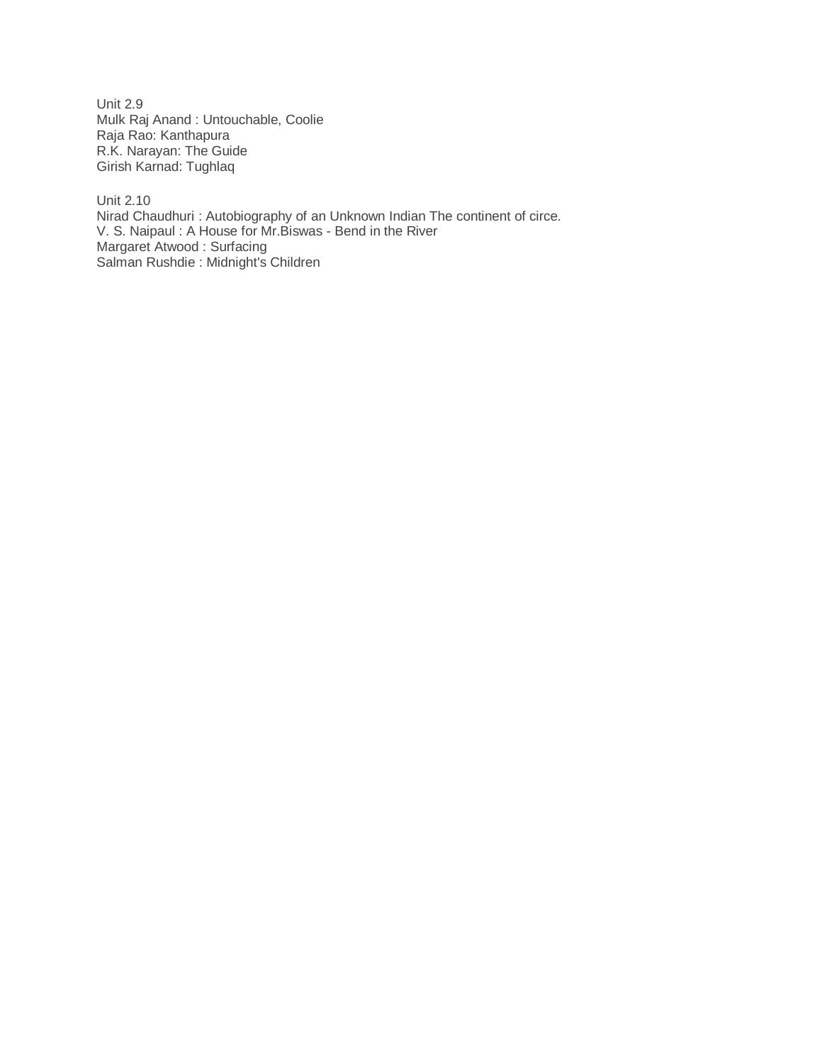Unit 2.9
Mulk Raj Anand : Untouchable, Coolie
Raja Rao: Kanthapura
R.K. Narayan: The Guide
Girish Karnad: Tughlaq

Unit 2.10
Nirad Chaudhuri : Autobiography of an Unknown Indian The continent of circe.
V. S. Naipaul : A House for Mr.Biswas - Bend in the River
Margaret Atwood : Surfacing
Salman Rushdie : Midnight's Children